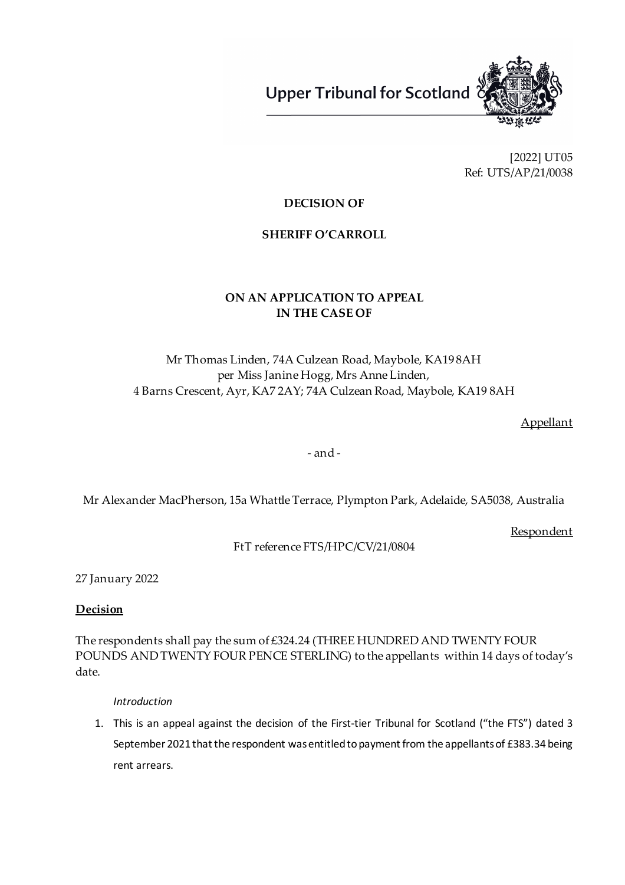Upper Tribunal for Scotland

[2022] UT05
Ref: UTS/AP/21/0038

**DECISION OF**

**SHERIFF O'CARROLL**

**ON AN APPLICATION TO APPEAL IN THE CASE OF**

Mr Thomas Linden, 74A Culzean Road, Maybole, KA19 8AH
per Miss Janine Hogg, Mrs Anne Linden,
4 Barns Crescent, Ayr, KA7 2AY; 74A Culzean Road, Maybole, KA19 8AH

Appellant

- and -

Mr Alexander MacPherson, 15a Whattle Terrace, Plympton Park, Adelaide, SA5038, Australia

Respondent

FtT reference FTS/HPC/CV/21/0804

27 January 2022

**Decision**

The respondents shall pay the sum of £324.24 (THREE HUNDRED AND TWENTY FOUR POUNDS AND TWENTY FOUR PENCE STERLING) to the appellants within 14 days of today's date.

*Introduction*

1. This is an appeal against the decision of the First-tier Tribunal for Scotland ("the FTS") dated 3 September 2021 that the respondent was entitled to payment from the appellants of £383.34 being rent arrears.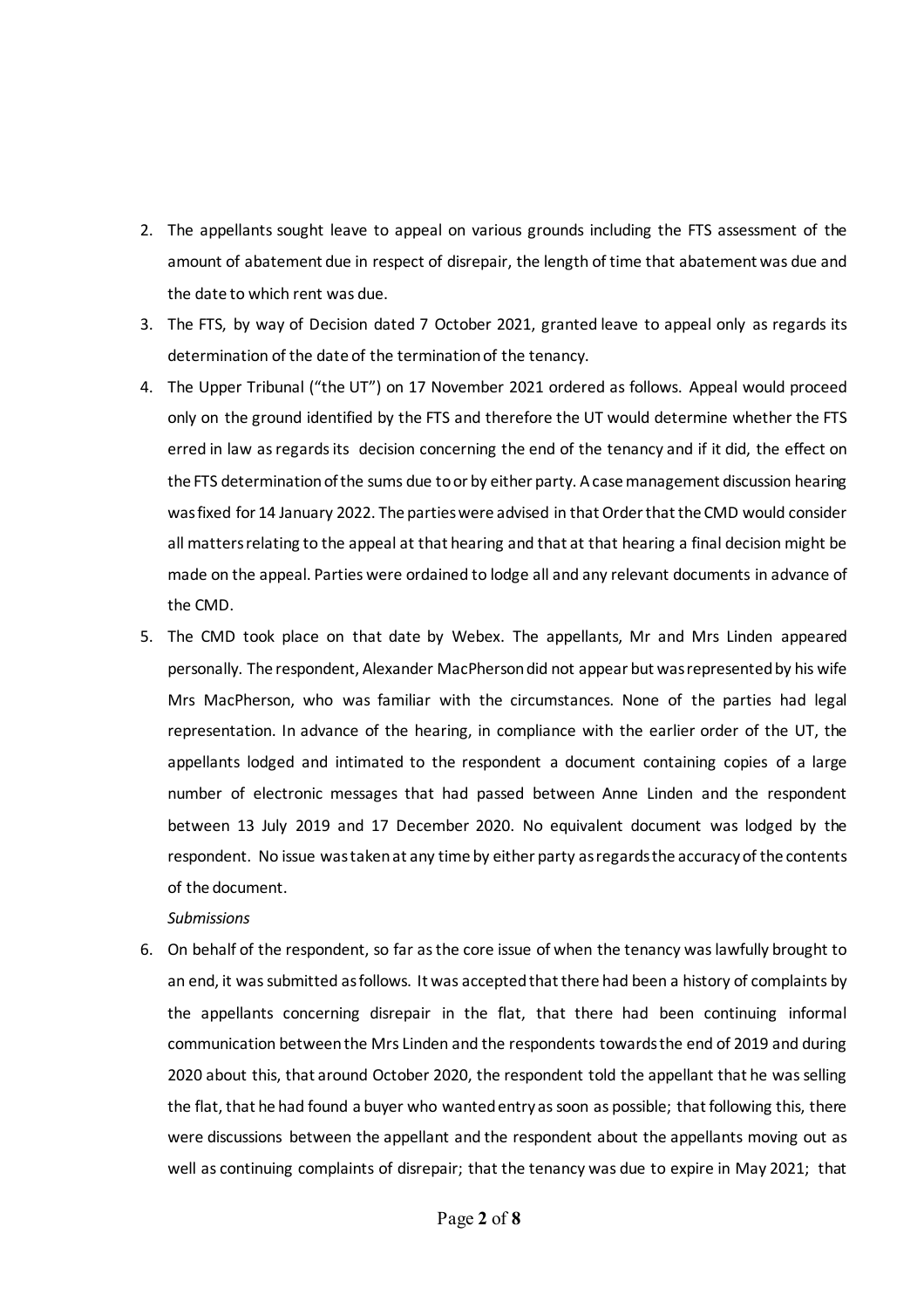2. The appellants sought leave to appeal on various grounds including the FTS assessment of the amount of abatement due in respect of disrepair, the length of time that abatement was due and the date to which rent was due.
3. The FTS, by way of Decision dated 7 October 2021, granted leave to appeal only as regards its determination of the date of the termination of the tenancy.
4. The Upper Tribunal ("the UT") on 17 November 2021 ordered as follows. Appeal would proceed only on the ground identified by the FTS and therefore the UT would determine whether the FTS erred in law as regards its decision concerning the end of the tenancy and if it did, the effect on the FTS determination of the sums due to or by either party. A case management discussion hearing was fixed for 14 January 2022. The parties were advised in that Order that the CMD would consider all matters relating to the appeal at that hearing and that at that hearing a final decision might be made on the appeal. Parties were ordained to lodge all and any relevant documents in advance of the CMD.
5. The CMD took place on that date by Webex. The appellants, Mr and Mrs Linden appeared personally. The respondent, Alexander MacPherson did not appear but was represented by his wife Mrs MacPherson, who was familiar with the circumstances. None of the parties had legal representation. In advance of the hearing, in compliance with the earlier order of the UT, the appellants lodged and intimated to the respondent a document containing copies of a large number of electronic messages that had passed between Anne Linden and the respondent between 13 July 2019 and 17 December 2020. No equivalent document was lodged by the respondent. No issue was taken at any time by either party as regards the accuracy of the contents of the document.

*Submissions*

6. On behalf of the respondent, so far as the core issue of when the tenancy was lawfully brought to an end, it was submitted as follows. It was accepted that there had been a history of complaints by the appellants concerning disrepair in the flat, that there had been continuing informal communication between the Mrs Linden and the respondents towards the end of 2019 and during 2020 about this, that around October 2020, the respondent told the appellant that he was selling the flat, that he had found a buyer who wanted entry as soon as possible; that following this, there were discussions between the appellant and the respondent about the appellants moving out as well as continuing complaints of disrepair; that the tenancy was due to expire in May 2021; that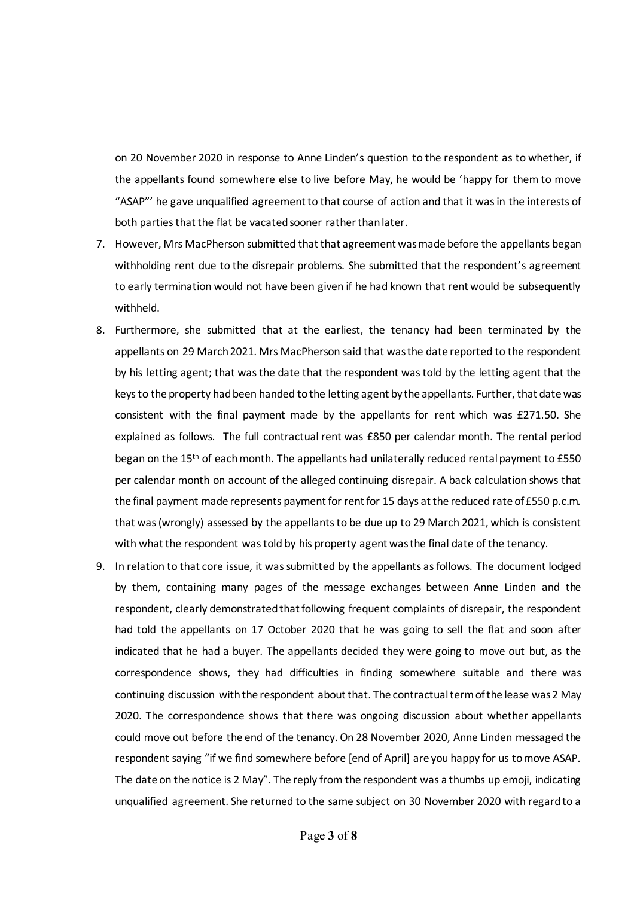on 20 November 2020 in response to Anne Linden's question to the respondent as to whether, if the appellants found somewhere else to live before May, he would be 'happy for them to move "ASAP"' he gave unqualified agreement to that course of action and that it was in the interests of both parties that the flat be vacated sooner rather than later.

7. However, Mrs MacPherson submitted that that agreement was made before the appellants began withholding rent due to the disrepair problems. She submitted that the respondent's agreement to early termination would not have been given if he had known that rent would be subsequently withheld.

8. Furthermore, she submitted that at the earliest, the tenancy had been terminated by the appellants on 29 March 2021. Mrs MacPherson said that was the date reported to the respondent by his letting agent; that was the date that the respondent was told by the letting agent that the keys to the property had been handed to the letting agent by the appellants. Further, that date was consistent with the final payment made by the appellants for rent which was £271.50. She explained as follows. The full contractual rent was £850 per calendar month. The rental period began on the 15th of each month. The appellants had unilaterally reduced rental payment to £550 per calendar month on account of the alleged continuing disrepair. A back calculation shows that the final payment made represents payment for rent for 15 days at the reduced rate of £550 p.c.m. that was (wrongly) assessed by the appellants to be due up to 29 March 2021, which is consistent with what the respondent was told by his property agent was the final date of the tenancy.

9. In relation to that core issue, it was submitted by the appellants as follows. The document lodged by them, containing many pages of the message exchanges between Anne Linden and the respondent, clearly demonstrated that following frequent complaints of disrepair, the respondent had told the appellants on 17 October 2020 that he was going to sell the flat and soon after indicated that he had a buyer. The appellants decided they were going to move out but, as the correspondence shows, they had difficulties in finding somewhere suitable and there was continuing discussion with the respondent about that. The contractual term of the lease was 2 May 2020. The correspondence shows that there was ongoing discussion about whether appellants could move out before the end of the tenancy. On 28 November 2020, Anne Linden messaged the respondent saying "if we find somewhere before [end of April] are you happy for us to move ASAP. The date on the notice is 2 May". The reply from the respondent was a thumbs up emoji, indicating unqualified agreement. She returned to the same subject on 30 November 2020 with regard to a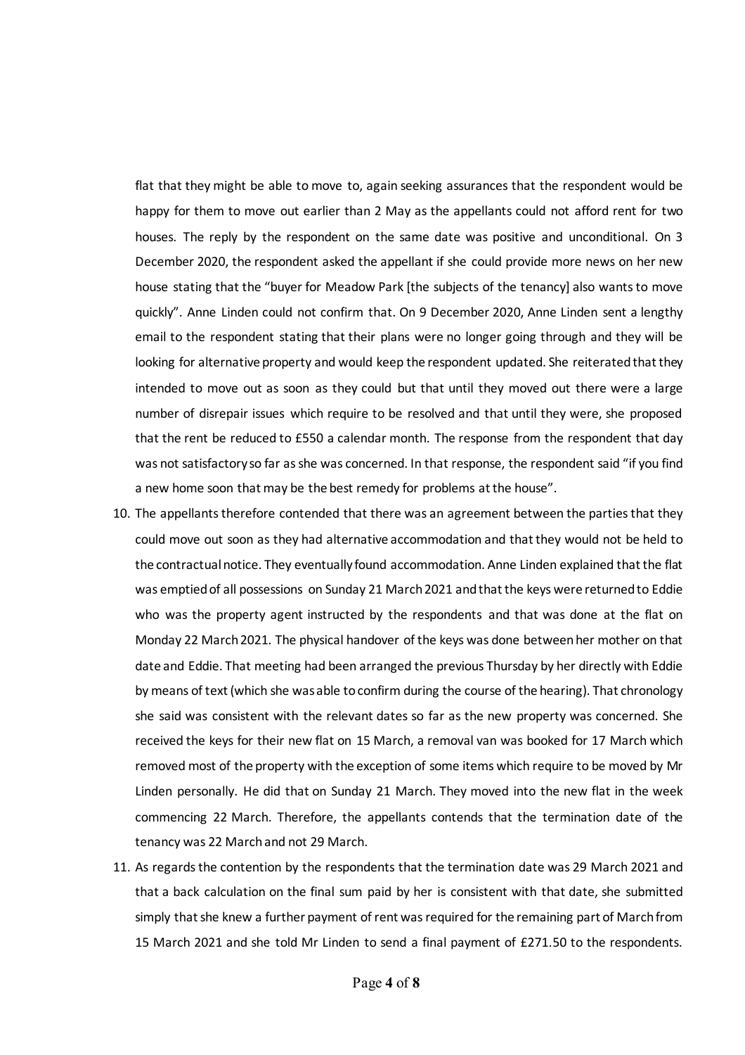flat that they might be able to move to, again seeking assurances that the respondent would be happy for them to move out earlier than 2 May as the appellants could not afford rent for two houses. The reply by the respondent on the same date was positive and unconditional. On 3 December 2020, the respondent asked the appellant if she could provide more news on her new house stating that the "buyer for Meadow Park [the subjects of the tenancy] also wants to move quickly". Anne Linden could not confirm that. On 9 December 2020, Anne Linden sent a lengthy email to the respondent stating that their plans were no longer going through and they will be looking for alternative property and would keep the respondent updated. She reiterated that they intended to move out as soon as they could but that until they moved out there were a large number of disrepair issues which require to be resolved and that until they were, she proposed that the rent be reduced to £550 a calendar month. The response from the respondent that day was not satisfactory so far as she was concerned. In that response, the respondent said "if you find a new home soon that may be the best remedy for problems at the house".

10. The appellants therefore contended that there was an agreement between the parties that they could move out soon as they had alternative accommodation and that they would not be held to the contractual notice. They eventually found accommodation. Anne Linden explained that the flat was emptied of all possessions on Sunday 21 March 2021 and that the keys were returned to Eddie who was the property agent instructed by the respondents and that was done at the flat on Monday 22 March 2021. The physical handover of the keys was done between her mother on that date and Eddie. That meeting had been arranged the previous Thursday by her directly with Eddie by means of text (which she was able to confirm during the course of the hearing). That chronology she said was consistent with the relevant dates so far as the new property was concerned. She received the keys for their new flat on 15 March, a removal van was booked for 17 March which removed most of the property with the exception of some items which require to be moved by Mr Linden personally. He did that on Sunday 21 March. They moved into the new flat in the week commencing 22 March. Therefore, the appellants contends that the termination date of the tenancy was 22 March and not 29 March.

11. As regards the contention by the respondents that the termination date was 29 March 2021 and that a back calculation on the final sum paid by her is consistent with that date, she submitted simply that she knew a further payment of rent was required for the remaining part of March from 15 March 2021 and she told Mr Linden to send a final payment of £271.50 to the respondents.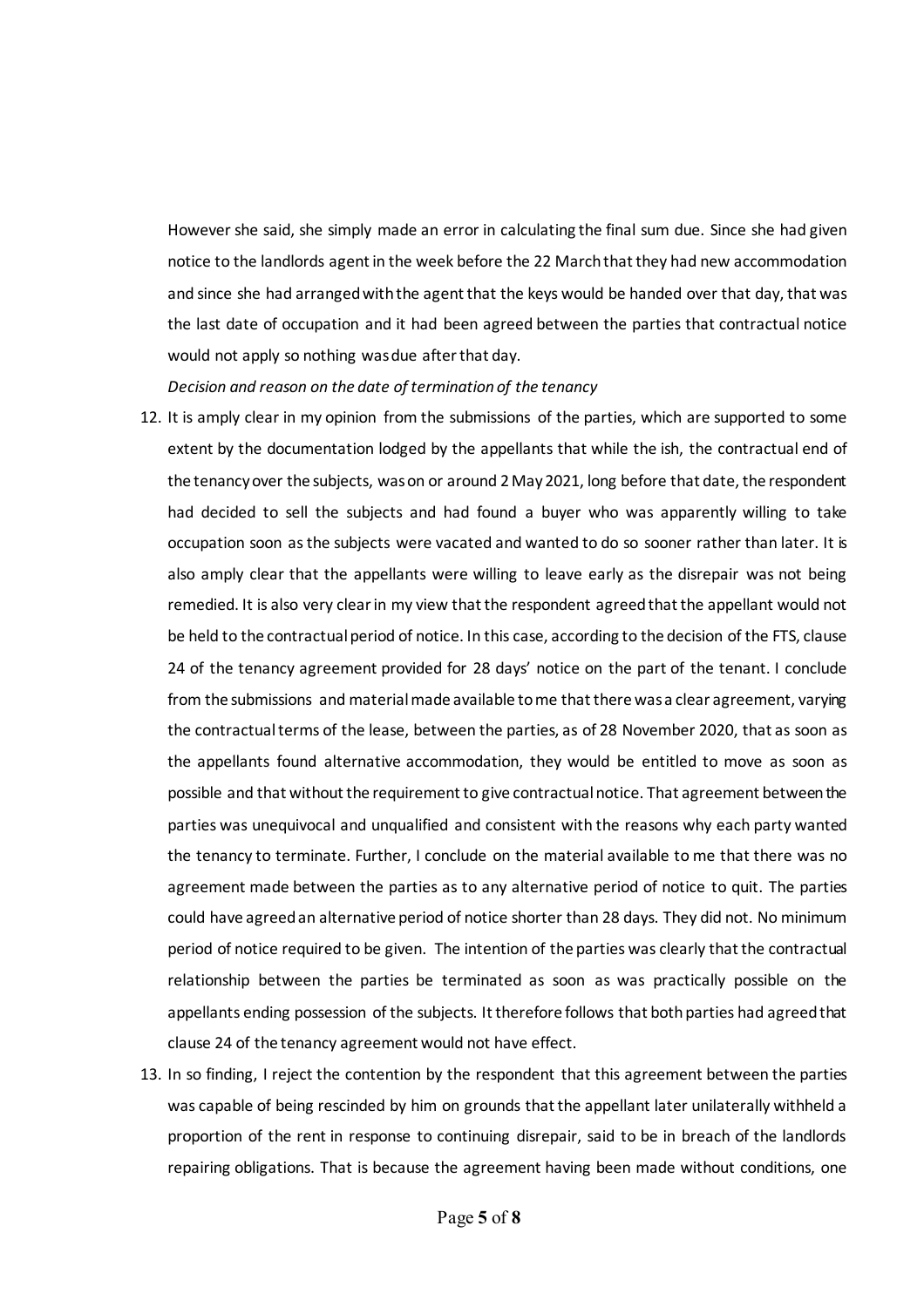However she said, she simply made an error in calculating the final sum due. Since she had given notice to the landlords agent in the week before the 22 March that they had new accommodation and since she had arranged with the agent that the keys would be handed over that day, that was the last date of occupation and it had been agreed between the parties that contractual notice would not apply so nothing was due after that day.

*Decision and reason on the date of termination of the tenancy*

12. It is amply clear in my opinion from the submissions of the parties, which are supported to some extent by the documentation lodged by the appellants that while the ish, the contractual end of the tenancy over the subjects, was on or around 2 May 2021, long before that date, the respondent had decided to sell the subjects and had found a buyer who was apparently willing to take occupation soon as the subjects were vacated and wanted to do so sooner rather than later. It is also amply clear that the appellants were willing to leave early as the disrepair was not being remedied. It is also very clear in my view that the respondent agreed that the appellant would not be held to the contractual period of notice. In this case, according to the decision of the FTS, clause 24 of the tenancy agreement provided for 28 days' notice on the part of the tenant. I conclude from the submissions and material made available to me that there was a clear agreement, varying the contractual terms of the lease, between the parties, as of 28 November 2020, that as soon as the appellants found alternative accommodation, they would be entitled to move as soon as possible and that without the requirement to give contractual notice. That agreement between the parties was unequivocal and unqualified and consistent with the reasons why each party wanted the tenancy to terminate. Further, I conclude on the material available to me that there was no agreement made between the parties as to any alternative period of notice to quit. The parties could have agreed an alternative period of notice shorter than 28 days. They did not. No minimum period of notice required to be given. The intention of the parties was clearly that the contractual relationship between the parties be terminated as soon as was practically possible on the appellants ending possession of the subjects. It therefore follows that both parties had agreed that clause 24 of the tenancy agreement would not have effect.

13. In so finding, I reject the contention by the respondent that this agreement between the parties was capable of being rescinded by him on grounds that the appellant later unilaterally withheld a proportion of the rent in response to continuing disrepair, said to be in breach of the landlords repairing obligations. That is because the agreement having been made without conditions, one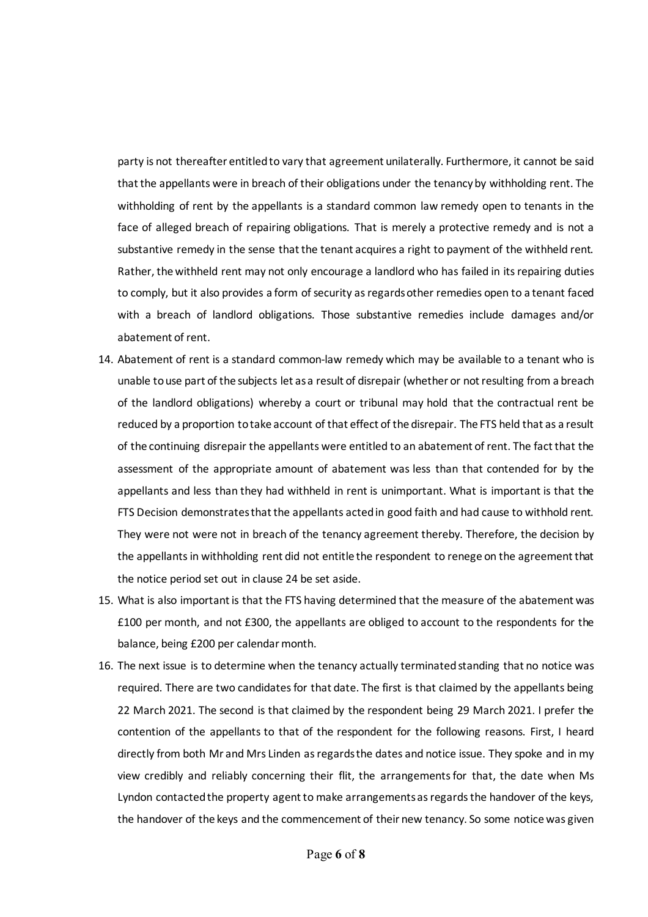party is not thereafter entitled to vary that agreement unilaterally. Furthermore, it cannot be said that the appellants were in breach of their obligations under the tenancy by withholding rent. The withholding of rent by the appellants is a standard common law remedy open to tenants in the face of alleged breach of repairing obligations. That is merely a protective remedy and is not a substantive remedy in the sense that the tenant acquires a right to payment of the withheld rent. Rather, the withheld rent may not only encourage a landlord who has failed in its repairing duties to comply, but it also provides a form of security as regards other remedies open to a tenant faced with a breach of landlord obligations. Those substantive remedies include damages and/or abatement of rent.

14. Abatement of rent is a standard common-law remedy which may be available to a tenant who is unable to use part of the subjects let as a result of disrepair (whether or not resulting from a breach of the landlord obligations) whereby a court or tribunal may hold that the contractual rent be reduced by a proportion to take account of that effect of the disrepair. The FTS held that as a result of the continuing disrepair the appellants were entitled to an abatement of rent. The fact that the assessment of the appropriate amount of abatement was less than that contended for by the appellants and less than they had withheld in rent is unimportant. What is important is that the FTS Decision demonstrates that the appellants acted in good faith and had cause to withhold rent. They were not were not in breach of the tenancy agreement thereby. Therefore, the decision by the appellants in withholding rent did not entitle the respondent to renege on the agreement that the notice period set out in clause 24 be set aside.
15. What is also important is that the FTS having determined that the measure of the abatement was £100 per month, and not £300, the appellants are obliged to account to the respondents for the balance, being £200 per calendar month.
16. The next issue is to determine when the tenancy actually terminated standing that no notice was required. There are two candidates for that date. The first is that claimed by the appellants being 22 March 2021. The second is that claimed by the respondent being 29 March 2021. I prefer the contention of the appellants to that of the respondent for the following reasons. First, I heard directly from both Mr and Mrs Linden as regards the dates and notice issue. They spoke and in my view credibly and reliably concerning their flit, the arrangements for that, the date when Ms Lyndon contacted the property agent to make arrangements as regards the handover of the keys, the handover of the keys and the commencement of their new tenancy. So some notice was given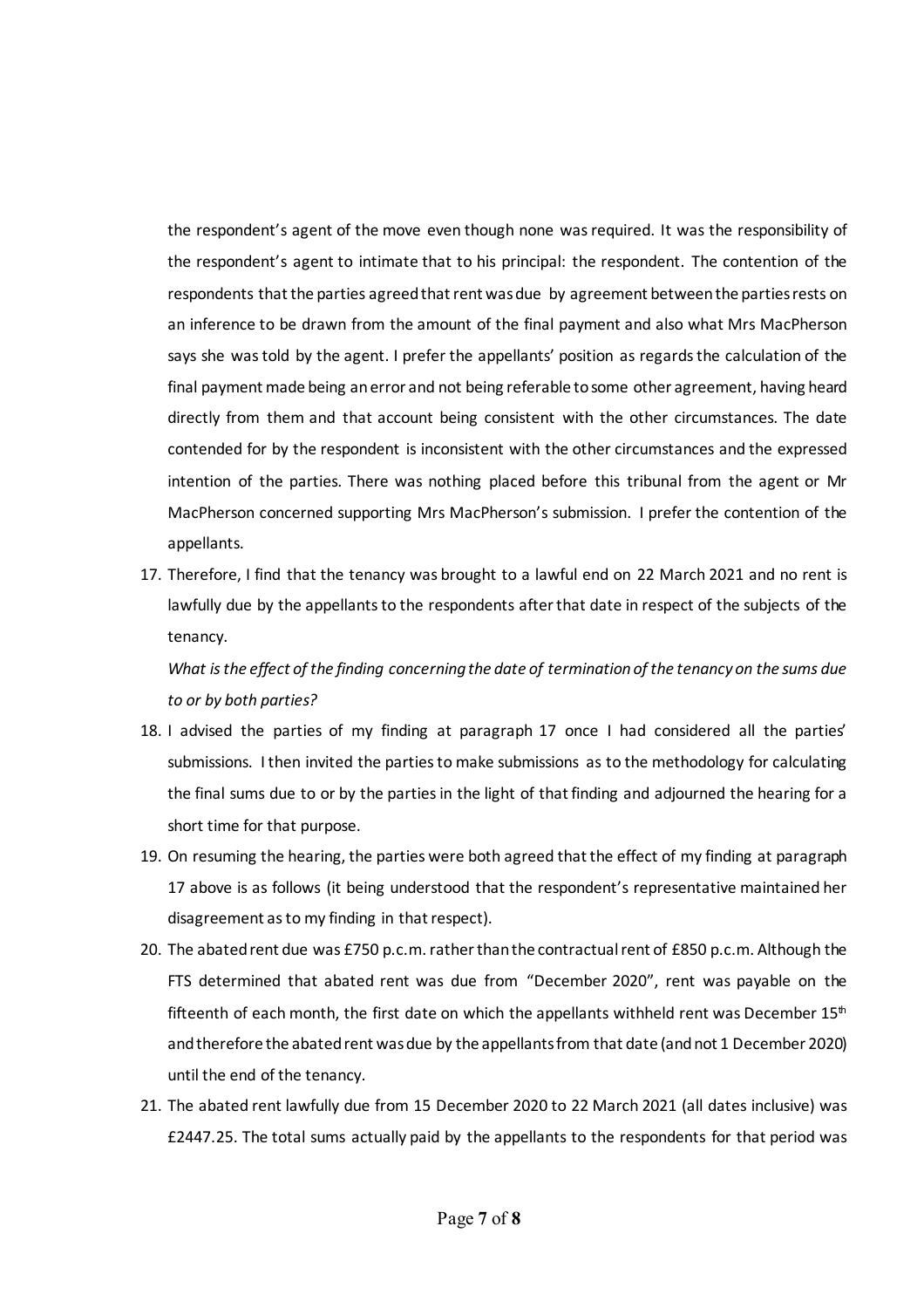the respondent's agent of the move even though none was required. It was the responsibility of the respondent's agent to intimate that to his principal: the respondent. The contention of the respondents that the parties agreed that rent was due by agreement between the parties rests on an inference to be drawn from the amount of the final payment and also what Mrs MacPherson says she was told by the agent. I prefer the appellants' position as regards the calculation of the final payment made being an error and not being referable to some other agreement, having heard directly from them and that account being consistent with the other circumstances. The date contended for by the respondent is inconsistent with the other circumstances and the expressed intention of the parties. There was nothing placed before this tribunal from the agent or Mr MacPherson concerned supporting Mrs MacPherson's submission. I prefer the contention of the appellants.

17. Therefore, I find that the tenancy was brought to a lawful end on 22 March 2021 and no rent is lawfully due by the appellants to the respondents after that date in respect of the subjects of the tenancy.

*What is the effect of the finding concerning the date of termination of the tenancy on the sums due to or by both parties?*

18. I advised the parties of my finding at paragraph 17 once I had considered all the parties' submissions. I then invited the parties to make submissions as to the methodology for calculating the final sums due to or by the parties in the light of that finding and adjourned the hearing for a short time for that purpose.

19. On resuming the hearing, the parties were both agreed that the effect of my finding at paragraph 17 above is as follows (it being understood that the respondent's representative maintained her disagreement as to my finding in that respect).

20. The abated rent due was £750 p.c.m. rather than the contractual rent of £850 p.c.m. Although the FTS determined that abated rent was due from "December 2020", rent was payable on the fifteenth of each month, the first date on which the appellants withheld rent was December 15th and therefore the abated rent was due by the appellants from that date (and not 1 December 2020) until the end of the tenancy.

21. The abated rent lawfully due from 15 December 2020 to 22 March 2021 (all dates inclusive) was £2447.25. The total sums actually paid by the appellants to the respondents for that period was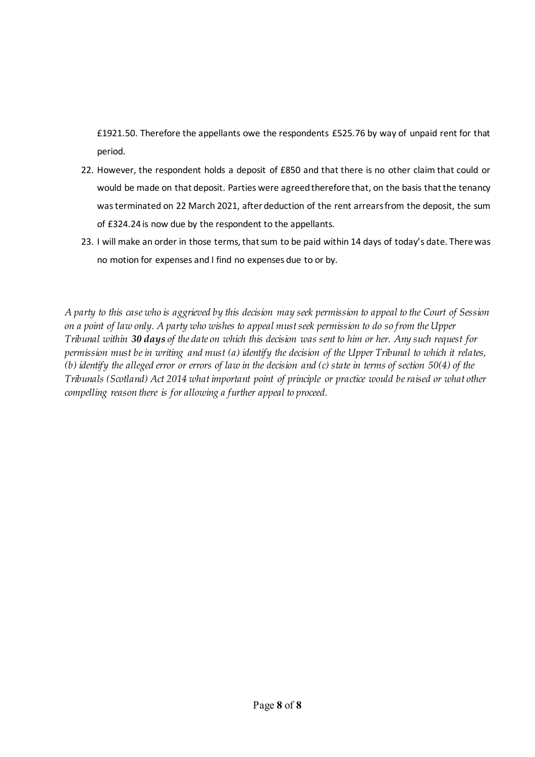£1921.50. Therefore the appellants owe the respondents £525.76 by way of unpaid rent for that period.

22. However, the respondent holds a deposit of £850 and that there is no other claim that could or would be made on that deposit. Parties were agreed therefore that, on the basis that the tenancy was terminated on 22 March 2021, after deduction of the rent arrears from the deposit, the sum of £324.24 is now due by the respondent to the appellants.
23. I will make an order in those terms, that sum to be paid within 14 days of today's date. There was no motion for expenses and I find no expenses due to or by.

*A party to this case who is aggrieved by this decision may seek permission to appeal to the Court of Session on a point of law only. A party who wishes to appeal must seek permission to do so from the Upper Tribunal within **30 days** of the date on which this decision was sent to him or her. Any such request for permission must be in writing and must (a) identify the decision of the Upper Tribunal to which it relates, (b) identify the alleged error or errors of law in the decision and (c) state in terms of section 50(4) of the Tribunals (Scotland) Act 2014 what important point of principle or practice would be raised or what other compelling reason there is for allowing a further appeal to proceed.*